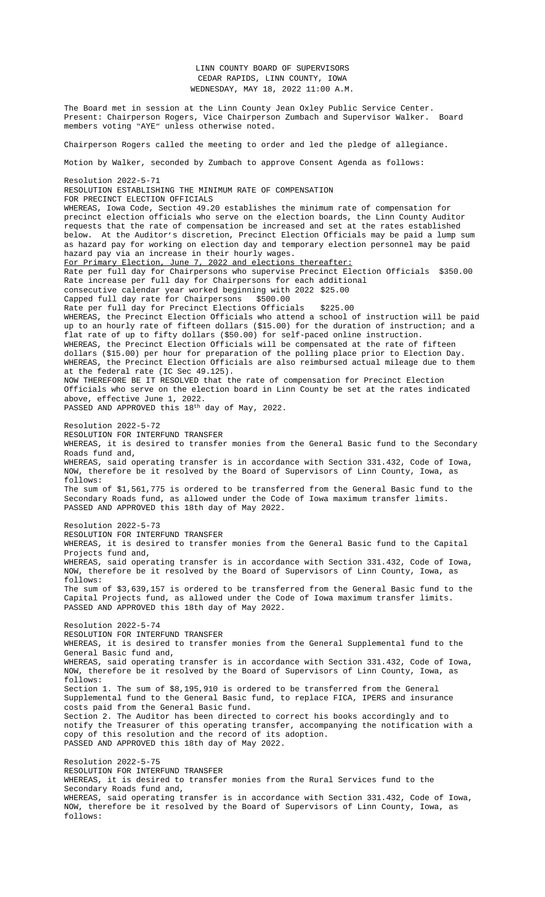LINN COUNTY BOARD OF SUPERVISORS
CEDAR RAPIDS, LINN COUNTY, IOWA
WEDNESDAY, MAY 18, 2022 11:00 A.M.

The Board met in session at the Linn County Jean Oxley Public Service Center. Present: Chairperson Rogers, Vice Chairperson Zumbach and Supervisor Walker. Board members voting "AYE" unless otherwise noted.

Chairperson Rogers called the meeting to order and led the pledge of allegiance.

Motion by Walker, seconded by Zumbach to approve Consent Agenda as follows:

Resolution 2022-5-71
RESOLUTION ESTABLISHING THE MINIMUM RATE OF COMPENSATION FOR PRECINCT ELECTION OFFICIALS
WHEREAS, Iowa Code, Section 49.20 establishes the minimum rate of compensation for precinct election officials who serve on the election boards, the Linn County Auditor requests that the rate of compensation be increased and set at the rates established below. At the Auditor's discretion, Precinct Election Officials may be paid a lump sum as hazard pay for working on election day and temporary election personnel may be paid hazard pay via an increase in their hourly wages.
For Primary Election, June 7, 2022 and elections thereafter:
Rate per full day for Chairpersons who supervise Precinct Election Officials $350.00
Rate increase per full day for Chairpersons for each additional consecutive calendar year worked beginning with 2022 $25.00
Capped full day rate for Chairpersons $500.00
Rate per full day for Precinct Elections Officials $225.00
WHEREAS, the Precinct Election Officials who attend a school of instruction will be paid up to an hourly rate of fifteen dollars ($15.00) for the duration of instruction; and a flat rate of up to fifty dollars ($50.00) for self-paced online instruction.
WHEREAS, the Precinct Election Officials will be compensated at the rate of fifteen dollars ($15.00) per hour for preparation of the polling place prior to Election Day.
WHEREAS, the Precinct Election Officials are also reimbursed actual mileage due to them at the federal rate (IC Sec 49.125).
NOW THEREFORE BE IT RESOLVED that the rate of compensation for Precinct Election Officials who serve on the election board in Linn County be set at the rates indicated above, effective June 1, 2022.
PASSED AND APPROVED this 18th day of May, 2022.

Resolution 2022-5-72
RESOLUTION FOR INTERFUND TRANSFER
WHEREAS, it is desired to transfer monies from the General Basic fund to the Secondary Roads fund and,
WHEREAS, said operating transfer is in accordance with Section 331.432, Code of Iowa, NOW, therefore be it resolved by the Board of Supervisors of Linn County, Iowa, as follows:
The sum of $1,561,775 is ordered to be transferred from the General Basic fund to the Secondary Roads fund, as allowed under the Code of Iowa maximum transfer limits.
PASSED AND APPROVED this 18th day of May 2022.

Resolution 2022-5-73
RESOLUTION FOR INTERFUND TRANSFER
WHEREAS, it is desired to transfer monies from the General Basic fund to the Capital Projects fund and,
WHEREAS, said operating transfer is in accordance with Section 331.432, Code of Iowa, NOW, therefore be it resolved by the Board of Supervisors of Linn County, Iowa, as follows:
The sum of $3,639,157 is ordered to be transferred from the General Basic fund to the Capital Projects fund, as allowed under the Code of Iowa maximum transfer limits.
PASSED AND APPROVED this 18th day of May 2022.

Resolution 2022-5-74
RESOLUTION FOR INTERFUND TRANSFER
WHEREAS, it is desired to transfer monies from the General Supplemental fund to the General Basic fund and,
WHEREAS, said operating transfer is in accordance with Section 331.432, Code of Iowa, NOW, therefore be it resolved by the Board of Supervisors of Linn County, Iowa, as follows:
Section 1. The sum of $8,195,910 is ordered to be transferred from the General Supplemental fund to the General Basic fund, to replace FICA, IPERS and insurance costs paid from the General Basic fund.
Section 2. The Auditor has been directed to correct his books accordingly and to notify the Treasurer of this operating transfer, accompanying the notification with a copy of this resolution and the record of its adoption.
PASSED AND APPROVED this 18th day of May 2022.

Resolution 2022-5-75
RESOLUTION FOR INTERFUND TRANSFER
WHEREAS, it is desired to transfer monies from the Rural Services fund to the Secondary Roads fund and,
WHEREAS, said operating transfer is in accordance with Section 331.432, Code of Iowa, NOW, therefore be it resolved by the Board of Supervisors of Linn County, Iowa, as follows: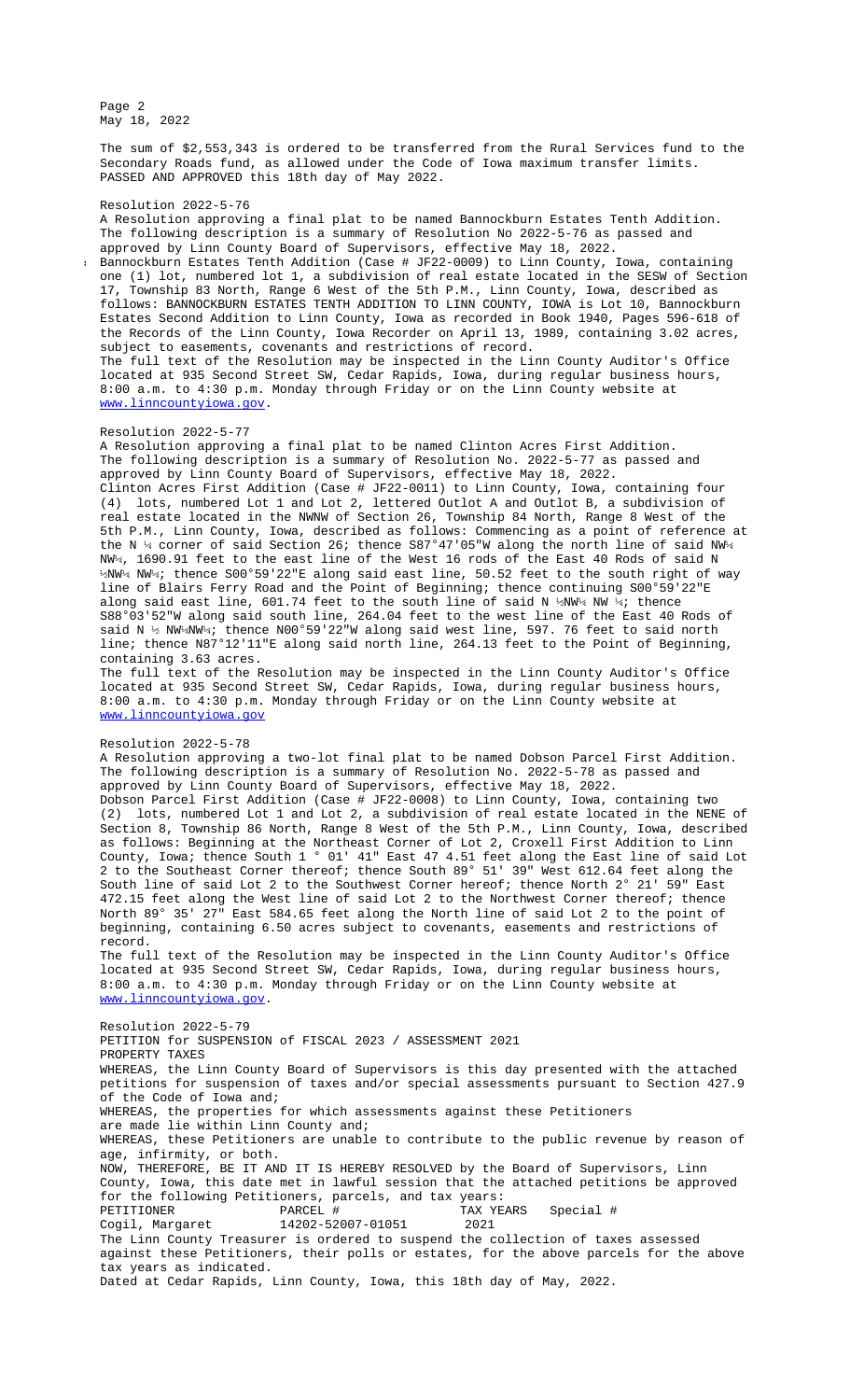The sum of $2,553,343 is ordered to be transferred from the Rural Services fund to the Secondary Roads fund, as allowed under the Code of Iowa maximum transfer limits. PASSED AND APPROVED this 18th day of May 2022.

Resolution 2022-5-76

A Resolution approving a final plat to be named Bannockburn Estates Tenth Addition. The following description is a summary of Resolution No 2022-5-76 as passed and approved by Linn County Board of Supervisors, effective May 18, 2022.

Bannockburn Estates Tenth Addition (Case # JF22-0009) to Linn County, Iowa, containing one (1) lot, numbered lot 1, a subdivision of real estate located in the SESW of Section 17, Township 83 North, Range 6 West of the 5th P.M., Linn County, Iowa, described as follows: BANNOCKBURN ESTATES TENTH ADDITION TO LINN COUNTY, IOWA is Lot 10, Bannockburn Estates Second Addition to Linn County, Iowa as recorded in Book 1940, Pages 596-618 of the Records of the Linn County, Iowa Recorder on April 13, 1989, containing 3.02 acres, subject to easements, covenants and restrictions of record.

The full text of the Resolution may be inspected in the Linn County Auditor's Office located at 935 Second Street SW, Cedar Rapids, Iowa, during regular business hours, 8:00 a.m. to 4:30 p.m. Monday through Friday or on the Linn County website at www.linncountyiowa.gov.

Resolution 2022-5-77

A Resolution approving a final plat to be named Clinton Acres First Addition. The following description is a summary of Resolution No. 2022-5-77 as passed and approved by Linn County Board of Supervisors, effective May 18, 2022.

Clinton Acres First Addition (Case # JF22-0011) to Linn County, Iowa, containing four (4) lots, numbered Lot 1 and Lot 2, lettered Outlot A and Outlot B, a subdivision of real estate located in the NWNW of Section 26, Township 84 North, Range 8 West of the 5th P.M., Linn County, Iowa, described as follows: Commencing as a point of reference at the N ¼ corner of said Section 26; thence S87°47'05"W along the north line of said NW¼ NW¼, 1690.91 feet to the east line of the West 16 rods of the East 40 Rods of said N ½NW¼ NW¼; thence S00°59'22"E along said east line, 50.52 feet to the south right of way line of Blairs Ferry Road and the Point of Beginning; thence continuing S00°59'22"E along said east line, 601.74 feet to the south line of said N ½NW¼ NW ¼; thence S88°03'52"W along said south line, 264.04 feet to the west line of the East 40 Rods of said N ½ NW¼NW¼; thence N00°59'22"W along said west line, 597. 76 feet to said north line; thence N87°12'11"E along said north line, 264.13 feet to the Point of Beginning, containing 3.63 acres.

The full text of the Resolution may be inspected in the Linn County Auditor's Office located at 935 Second Street SW, Cedar Rapids, Iowa, during regular business hours, 8:00 a.m. to 4:30 p.m. Monday through Friday or on the Linn County website at www.linncountyiowa.gov

Resolution 2022-5-78

A Resolution approving a two-lot final plat to be named Dobson Parcel First Addition. The following description is a summary of Resolution No. 2022-5-78 as passed and approved by Linn County Board of Supervisors, effective May 18, 2022.

Dobson Parcel First Addition (Case # JF22-0008) to Linn County, Iowa, containing two (2) lots, numbered Lot 1 and Lot 2, a subdivision of real estate located in the NENE of Section 8, Township 86 North, Range 8 West of the 5th P.M., Linn County, Iowa, described as follows: Beginning at the Northeast Corner of Lot 2, Croxell First Addition to Linn County, Iowa; thence South 1 ° 01' 41" East 47 4.51 feet along the East line of said Lot 2 to the Southeast Corner thereof; thence South 89° 51' 39" West 612.64 feet along the South line of said Lot 2 to the Southwest Corner hereof; thence North 2° 21' 59" East 472.15 feet along the West line of said Lot 2 to the Northwest Corner thereof; thence North 89° 35' 27" East 584.65 feet along the North line of said Lot 2 to the point of beginning, containing 6.50 acres subject to covenants, easements and restrictions of record.

The full text of the Resolution may be inspected in the Linn County Auditor's Office located at 935 Second Street SW, Cedar Rapids, Iowa, during regular business hours, 8:00 a.m. to 4:30 p.m. Monday through Friday or on the Linn County website at www.linncountyiowa.gov.

Resolution 2022-5-79

PETITION for SUSPENSION of FISCAL 2023 / ASSESSMENT 2021

PROPERTY TAXES

WHEREAS, the Linn County Board of Supervisors is this day presented with the attached petitions for suspension of taxes and/or special assessments pursuant to Section 427.9 of the Code of Iowa and;

WHEREAS, the properties for which assessments against these Petitioners are made lie within Linn County and;

WHEREAS, these Petitioners are unable to contribute to the public revenue by reason of age, infirmity, or both.

NOW, THEREFORE, BE IT AND IT IS HEREBY RESOLVED by the Board of Supervisors, Linn County, Iowa, this date met in lawful session that the attached petitions be approved for the following Petitioners, parcels, and tax years:

| PETITIONER | PARCEL # | TAX YEARS | Special # |
|---|---|---|---|
| Cogil, Margaret | 14202-52007-01051 | 2021 | |

The Linn County Treasurer is ordered to suspend the collection of taxes assessed against these Petitioners, their polls or estates, for the above parcels for the above tax years as indicated.

Dated at Cedar Rapids, Linn County, Iowa, this 18th day of May, 2022.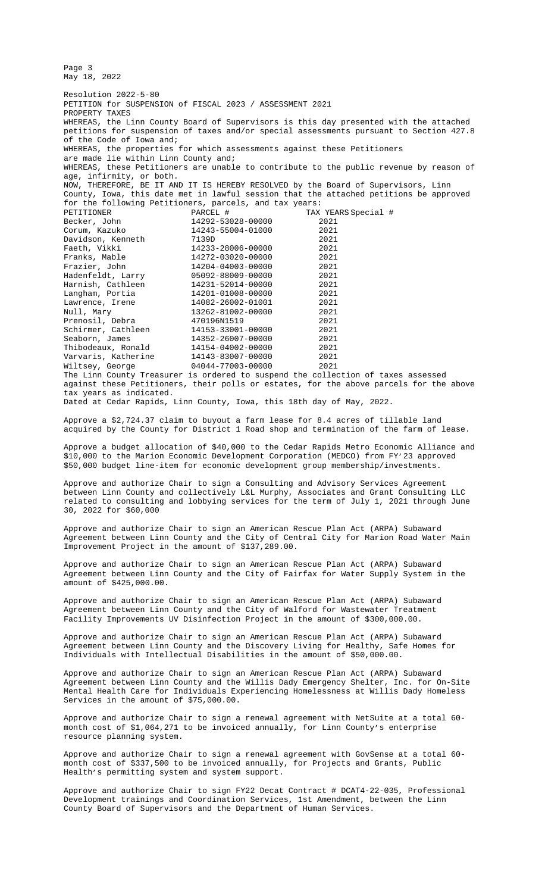Resolution 2022-5-80

PETITION for SUSPENSION of FISCAL 2023 / ASSESSMENT 2021

PROPERTY TAXES

WHEREAS, the Linn County Board of Supervisors is this day presented with the attached petitions for suspension of taxes and/or special assessments pursuant to Section 427.8 of the Code of Iowa and;

WHEREAS, the properties for which assessments against these Petitioners are made lie within Linn County and;

WHEREAS, these Petitioners are unable to contribute to the public revenue by reason of age, infirmity, or both.

NOW, THEREFORE, BE IT AND IT IS HEREBY RESOLVED by the Board of Supervisors, Linn County, Iowa, this date met in lawful session that the attached petitions be approved for the following Petitioners, parcels, and tax years:

| PETITIONER | PARCEL # | TAX YEARS | Special # |
|---|---|---|---|
| Becker, John | 14292-53028-00000 | 2021 | |
| Corum, Kazuko | 14243-55004-01000 | 2021 | |
| Davidson, Kenneth | 7139D | 2021 | |
| Faeth, Vikki | 14233-28006-00000 | 2021 | |
| Franks, Mable | 14272-03020-00000 | 2021 | |
| Frazier, John | 14204-04003-00000 | 2021 | |
| Hadenfeldt, Larry | 05092-88009-00000 | 2021 | |
| Harnish, Cathleen | 14231-52014-00000 | 2021 | |
| Langham, Portia | 14201-01008-00000 | 2021 | |
| Lawrence, Irene | 14082-26002-01001 | 2021 | |
| Null, Mary | 13262-81002-00000 | 2021 | |
| Prenosil, Debra | 470196N1519 | 2021 | |
| Schirmer, Cathleen | 14153-33001-00000 | 2021 | |
| Seaborn, James | 14352-26007-00000 | 2021 | |
| Thibodeaux, Ronald | 14154-04002-00000 | 2021 | |
| Varvaris, Katherine | 14143-83007-00000 | 2021 | |
| Wiltsey, George | 04044-77003-00000 | 2021 | |

The Linn County Treasurer is ordered to suspend the collection of taxes assessed against these Petitioners, their polls or estates, for the above parcels for the above tax years as indicated.

Dated at Cedar Rapids, Linn County, Iowa, this 18th day of May, 2022.

Approve a $2,724.37 claim to buyout a farm lease for 8.4 acres of tillable land acquired by the County for District 1 Road shop and termination of the farm of lease.

Approve a budget allocation of $40,000 to the Cedar Rapids Metro Economic Alliance and $10,000 to the Marion Economic Development Corporation (MEDCO) from FY'23 approved $50,000 budget line-item for economic development group membership/investments.

Approve and authorize Chair to sign a Consulting and Advisory Services Agreement between Linn County and collectively L&L Murphy, Associates and Grant Consulting LLC related to consulting and lobbying services for the term of July 1, 2021 through June 30, 2022 for $60,000

Approve and authorize Chair to sign an American Rescue Plan Act (ARPA) Subaward Agreement between Linn County and the City of Central City for Marion Road Water Main Improvement Project in the amount of $137,289.00.

Approve and authorize Chair to sign an American Rescue Plan Act (ARPA) Subaward Agreement between Linn County and the City of Fairfax for Water Supply System in the amount of $425,000.00.

Approve and authorize Chair to sign an American Rescue Plan Act (ARPA) Subaward Agreement between Linn County and the City of Walford for Wastewater Treatment Facility Improvements UV Disinfection Project in the amount of $300,000.00.

Approve and authorize Chair to sign an American Rescue Plan Act (ARPA) Subaward Agreement between Linn County and the Discovery Living for Healthy, Safe Homes for Individuals with Intellectual Disabilities in the amount of $50,000.00.

Approve and authorize Chair to sign an American Rescue Plan Act (ARPA) Subaward Agreement between Linn County and the Willis Dady Emergency Shelter, Inc. for On-Site Mental Health Care for Individuals Experiencing Homelessness at Willis Dady Homeless Services in the amount of $75,000.00.

Approve and authorize Chair to sign a renewal agreement with NetSuite at a total 60-month cost of $1,064,271 to be invoiced annually, for Linn County's enterprise resource planning system.

Approve and authorize Chair to sign a renewal agreement with GovSense at a total 60-month cost of $337,500 to be invoiced annually, for Projects and Grants, Public Health's permitting system and system support.

Approve and authorize Chair to sign FY22 Decat Contract # DCAT4-22-035, Professional Development trainings and Coordination Services, 1st Amendment, between the Linn County Board of Supervisors and the Department of Human Services.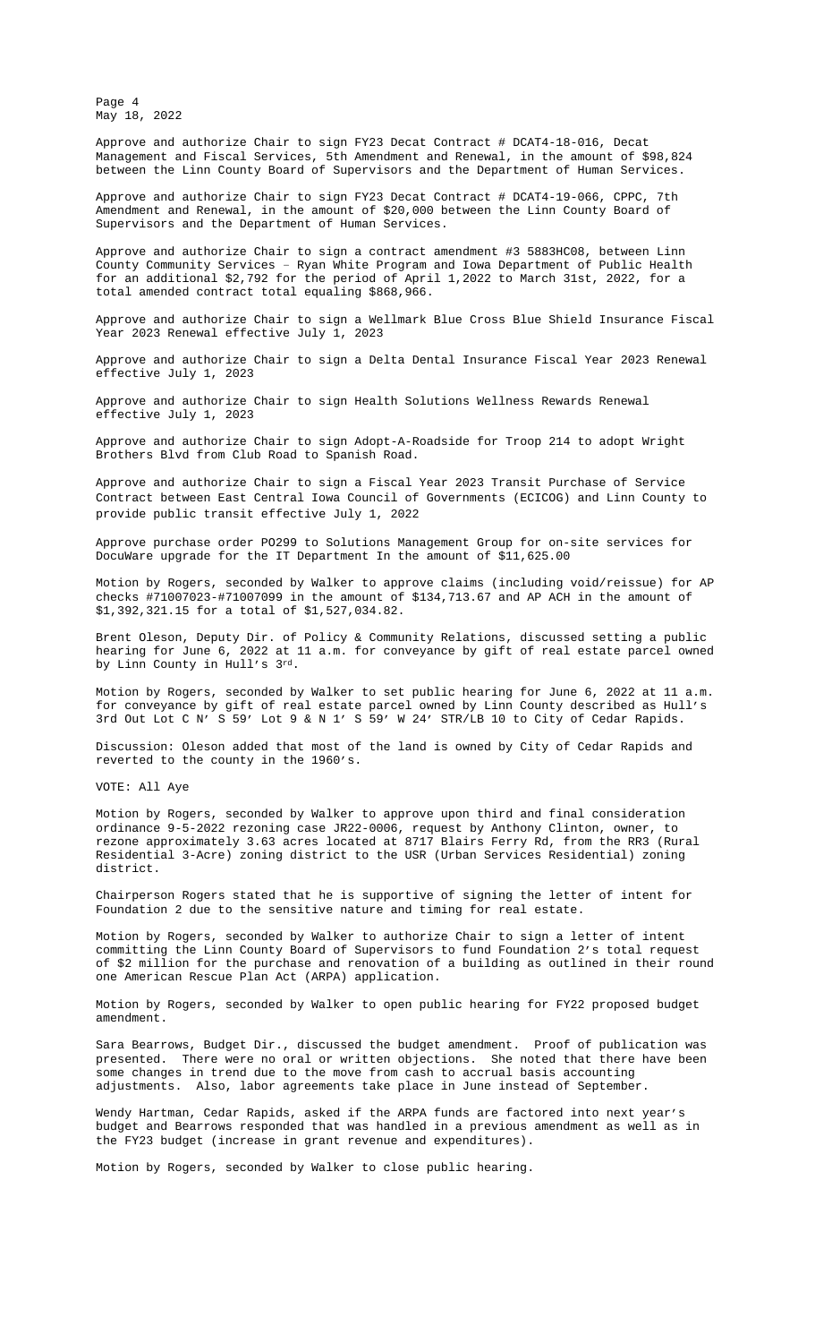Approve and authorize Chair to sign FY23 Decat Contract # DCAT4-18-016, Decat Management and Fiscal Services, 5th Amendment and Renewal, in the amount of $98,824 between the Linn County Board of Supervisors and the Department of Human Services.

Approve and authorize Chair to sign FY23 Decat Contract # DCAT4-19-066, CPPC, 7th Amendment and Renewal, in the amount of $20,000 between the Linn County Board of Supervisors and the Department of Human Services.

Approve and authorize Chair to sign a contract amendment #3 5883HC08, between Linn County Community Services – Ryan White Program and Iowa Department of Public Health for an additional $2,792 for the period of April 1,2022 to March 31st, 2022, for a total amended contract total equaling $868,966.

Approve and authorize Chair to sign a Wellmark Blue Cross Blue Shield Insurance Fiscal Year 2023 Renewal effective July 1, 2023

Approve and authorize Chair to sign a Delta Dental Insurance Fiscal Year 2023 Renewal effective July 1, 2023

Approve and authorize Chair to sign Health Solutions Wellness Rewards Renewal effective July 1, 2023

Approve and authorize Chair to sign Adopt-A-Roadside for Troop 214 to adopt Wright Brothers Blvd from Club Road to Spanish Road.

Approve and authorize Chair to sign a Fiscal Year 2023 Transit Purchase of Service Contract between East Central Iowa Council of Governments (ECICOG) and Linn County to provide public transit effective July 1, 2022

Approve purchase order PO299 to Solutions Management Group for on-site services for DocuWare upgrade for the IT Department In the amount of $11,625.00

Motion by Rogers, seconded by Walker to approve claims (including void/reissue) for AP checks #71007023-#71007099 in the amount of $134,713.67 and AP ACH in the amount of $1,392,321.15 for a total of $1,527,034.82.

Brent Oleson, Deputy Dir. of Policy & Community Relations, discussed setting a public hearing for June 6, 2022 at 11 a.m. for conveyance by gift of real estate parcel owned by Linn County in Hull's 3rd.

Motion by Rogers, seconded by Walker to set public hearing for June 6, 2022 at 11 a.m. for conveyance by gift of real estate parcel owned by Linn County described as Hull's 3rd Out Lot C N' S 59' Lot 9 & N 1' S 59' W 24' STR/LB 10 to City of Cedar Rapids.

Discussion: Oleson added that most of the land is owned by City of Cedar Rapids and reverted to the county in the 1960's.

VOTE: All Aye

Motion by Rogers, seconded by Walker to approve upon third and final consideration ordinance 9-5-2022 rezoning case JR22-0006, request by Anthony Clinton, owner, to rezone approximately 3.63 acres located at 8717 Blairs Ferry Rd, from the RR3 (Rural Residential 3-Acre) zoning district to the USR (Urban Services Residential) zoning district.

Chairperson Rogers stated that he is supportive of signing the letter of intent for Foundation 2 due to the sensitive nature and timing for real estate.

Motion by Rogers, seconded by Walker to authorize Chair to sign a letter of intent committing the Linn County Board of Supervisors to fund Foundation 2's total request of $2 million for the purchase and renovation of a building as outlined in their round one American Rescue Plan Act (ARPA) application.

Motion by Rogers, seconded by Walker to open public hearing for FY22 proposed budget amendment.

Sara Bearrows, Budget Dir., discussed the budget amendment. Proof of publication was presented. There were no oral or written objections. She noted that there have been some changes in trend due to the move from cash to accrual basis accounting adjustments. Also, labor agreements take place in June instead of September.

Wendy Hartman, Cedar Rapids, asked if the ARPA funds are factored into next year's budget and Bearrows responded that was handled in a previous amendment as well as in the FY23 budget (increase in grant revenue and expenditures).

Motion by Rogers, seconded by Walker to close public hearing.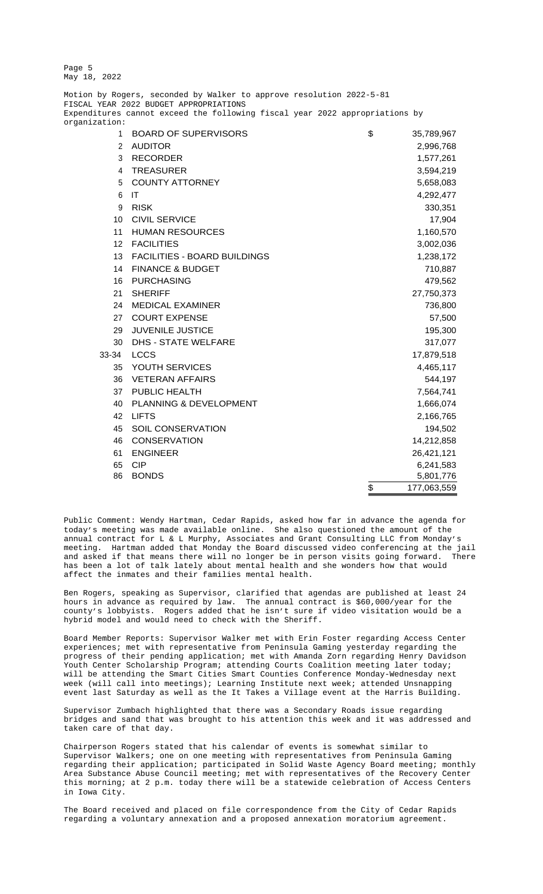Motion by Rogers, seconded by Walker to approve resolution 2022-5-81
FISCAL YEAR 2022 BUDGET APPROPRIATIONS
Expenditures cannot exceed the following fiscal year 2022 appropriations by organization:

| | | |
|---|---|---|
| 1 | BOARD OF SUPERVISORS | $ 35,789,967 |
| 2 | AUDITOR | 2,996,768 |
| 3 | RECORDER | 1,577,261 |
| 4 | TREASURER | 3,594,219 |
| 5 | COUNTY ATTORNEY | 5,658,083 |
| 6 | IT | 4,292,477 |
| 9 | RISK | 330,351 |
| 10 | CIVIL SERVICE | 17,904 |
| 11 | HUMAN RESOURCES | 1,160,570 |
| 12 | FACILITIES | 3,002,036 |
| 13 | FACILITIES - BOARD BUILDINGS | 1,238,172 |
| 14 | FINANCE & BUDGET | 710,887 |
| 16 | PURCHASING | 479,562 |
| 21 | SHERIFF | 27,750,373 |
| 24 | MEDICAL EXAMINER | 736,800 |
| 27 | COURT EXPENSE | 57,500 |
| 29 | JUVENILE JUSTICE | 195,300 |
| 30 | DHS - STATE WELFARE | 317,077 |
| 33-34 | LCCS | 17,879,518 |
| 35 | YOUTH SERVICES | 4,465,117 |
| 36 | VETERAN AFFAIRS | 544,197 |
| 37 | PUBLIC HEALTH | 7,564,741 |
| 40 | PLANNING & DEVELOPMENT | 1,666,074 |
| 42 | LIFTS | 2,166,765 |
| 45 | SOIL CONSERVATION | 194,502 |
| 46 | CONSERVATION | 14,212,858 |
| 61 | ENGINEER | 26,421,121 |
| 65 | CIP | 6,241,583 |
| 86 | BONDS | 5,801,776 |
| | | $ 177,063,559 |

Public Comment: Wendy Hartman, Cedar Rapids, asked how far in advance the agenda for today's meeting was made available online. She also questioned the amount of the annual contract for L & L Murphy, Associates and Grant Consulting LLC from Monday's meeting. Hartman added that Monday the Board discussed video conferencing at the jail and asked if that means there will no longer be in person visits going forward. There has been a lot of talk lately about mental health and she wonders how that would affect the inmates and their families mental health.

Ben Rogers, speaking as Supervisor, clarified that agendas are published at least 24 hours in advance as required by law. The annual contract is $60,000/year for the county's lobbyists. Rogers added that he isn't sure if video visitation would be a hybrid model and would need to check with the Sheriff.

Board Member Reports: Supervisor Walker met with Erin Foster regarding Access Center experiences; met with representative from Peninsula Gaming yesterday regarding the progress of their pending application; met with Amanda Zorn regarding Henry Davidson Youth Center Scholarship Program; attending Courts Coalition meeting later today; will be attending the Smart Cities Smart Counties Conference Monday-Wednesday next week (will call into meetings); Learning Institute next week; attended Unsnapping event last Saturday as well as the It Takes a Village event at the Harris Building.

Supervisor Zumbach highlighted that there was a Secondary Roads issue regarding bridges and sand that was brought to his attention this week and it was addressed and taken care of that day.

Chairperson Rogers stated that his calendar of events is somewhat similar to Supervisor Walkers; one on one meeting with representatives from Peninsula Gaming regarding their application; participated in Solid Waste Agency Board meeting; monthly Area Substance Abuse Council meeting; met with representatives of the Recovery Center this morning; at 2 p.m. today there will be a statewide celebration of Access Centers in Iowa City.

The Board received and placed on file correspondence from the City of Cedar Rapids regarding a voluntary annexation and a proposed annexation moratorium agreement.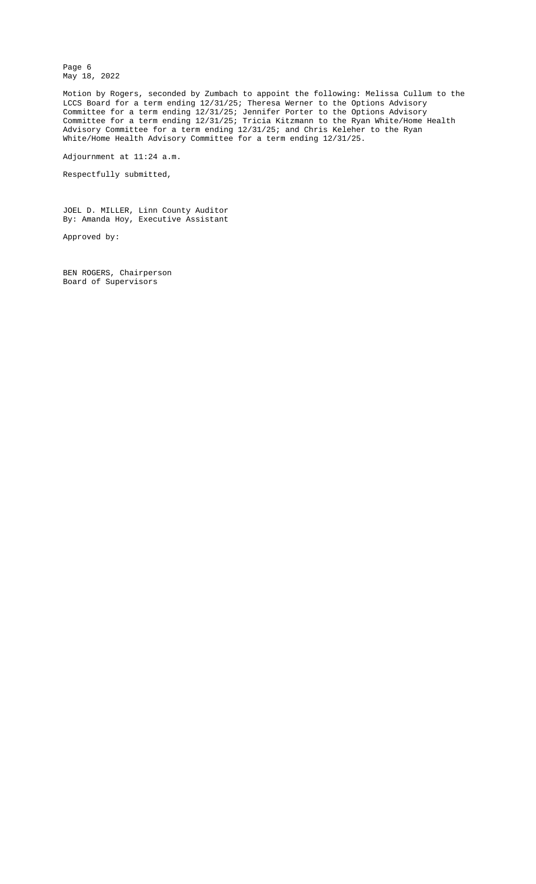Motion by Rogers, seconded by Zumbach to appoint the following: Melissa Cullum to the LCCS Board for a term ending 12/31/25; Theresa Werner to the Options Advisory Committee for a term ending 12/31/25; Jennifer Porter to the Options Advisory Committee for a term ending 12/31/25; Tricia Kitzmann to the Ryan White/Home Health Advisory Committee for a term ending 12/31/25; and Chris Keleher to the Ryan White/Home Health Advisory Committee for a term ending 12/31/25.

Adjournment at 11:24 a.m.

Respectfully submitted,

JOEL D. MILLER, Linn County Auditor
By: Amanda Hoy, Executive Assistant

Approved by:

BEN ROGERS, Chairperson
Board of Supervisors